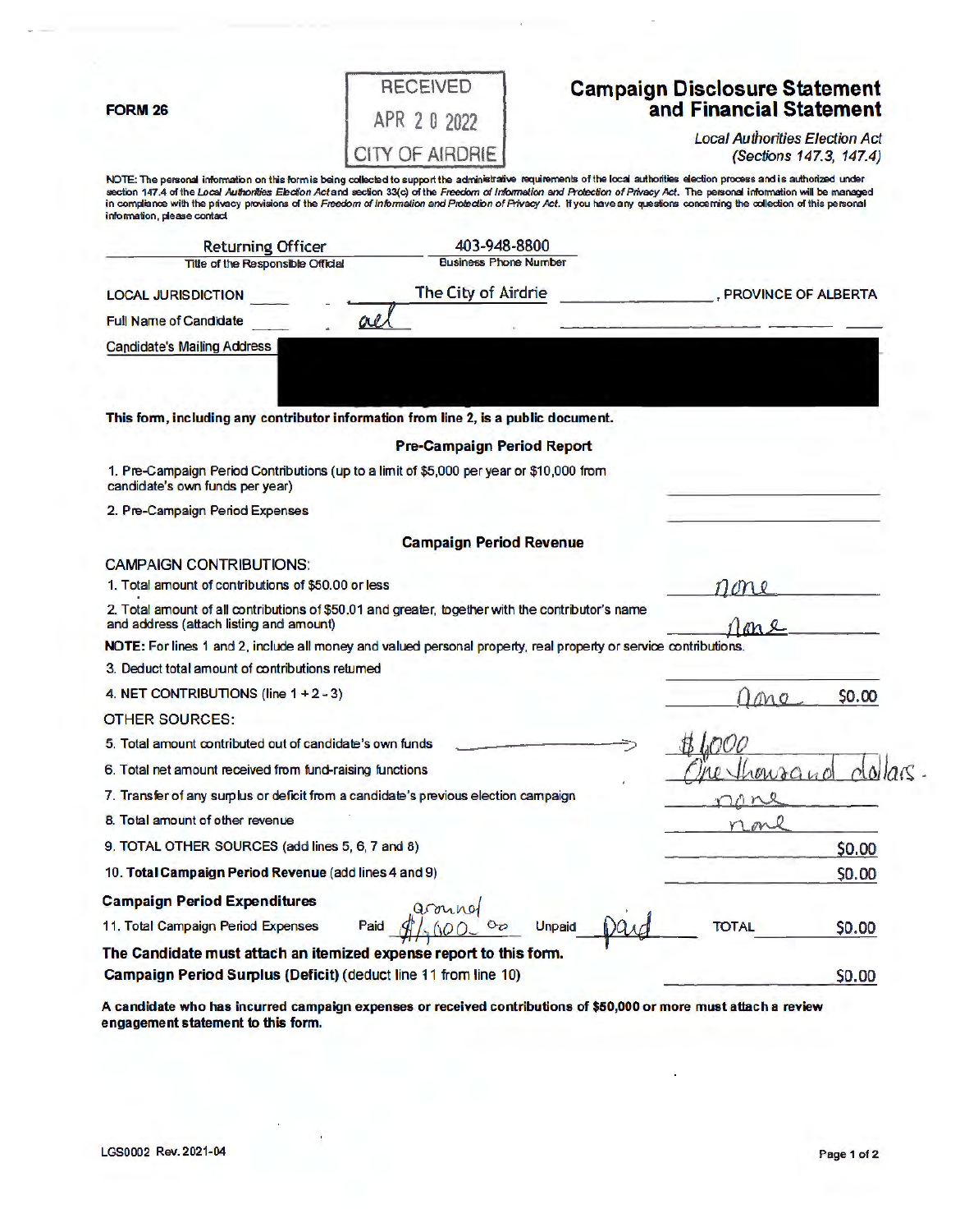**FORM 26**

RECEIVED
APR 2 0 2022
CITY OF AIRDRIE

# Campaign Disclosure Statement and Financial Statement

*Local Authorities Election Act (Sections 147.3, 147.4)*

NOTE: The personal information on this form is being collected to support the administrative requirements of the local authorities election process and is authorized under section 147.4 of the *Local Authorities Election Act* and section 33(c) of the *Freedom of Information and Protection of Privacy Act*. The personal information will be managed in compliance with the privacy provisions of the *Freedom of Information and Protection of Privacy Act*. If you have any questions concerning the collection of this personal information, please contact

Returning Officer — Title of the Responsible Official
403-948-8800 — Business Phone Number

LOCAL JURISDICTION: The City of Airdrie, PROVINCE OF ALBERTA

Full Name of Candidate: ael

Candidate's Mailing Address: [REDACTED]

**This form, including any contributor information from line 2, is a public document.**

## Pre-Campaign Period Report

1. Pre-Campaign Period Contributions (up to a limit of $5,000 per year or $10,000 from candidate's own funds per year) ______
2. Pre-Campaign Period Expenses ______

## Campaign Period Revenue

CAMPAIGN CONTRIBUTIONS:

1. Total amount of contributions of $50.00 or less — none
2. Total amount of all contributions of $50.01 and greater, together with the contributor's name and address (attach listing and amount) — none

**NOTE:** For lines 1 and 2, include all money and valued personal property, real property or service contributions.

3. Deduct total amount of contributions returned ______
4. NET CONTRIBUTIONS (line 1 + 2 - 3) — none $0.00

OTHER SOURCES:

5. Total amount contributed out of candidate's own funds → $1,000
6. Total net amount received from fund-raising functions — One thousand dollars.
7. Transfer of any surplus or deficit from a candidate's previous election campaign — none
8. Total amount of other revenue — none
9. TOTAL OTHER SOURCES (add lines 5, 6, 7 and 8) — $0.00
10. **Total Campaign Period Revenue** (add lines 4 and 9) — $0.00

**Campaign Period Expenditures**

11. Total Campaign Period Expenses — Paid: around $1,000.00 — Unpaid: paid — TOTAL $0.00

**The Candidate must attach an itemized expense report to this form.**

**Campaign Period Surplus (Deficit)** (deduct line 11 from line 10) — $0.00

**A candidate who has incurred campaign expenses or received contributions of $50,000 or more must attach a review engagement statement to this form.**

LGS0002 Rev. 2021-04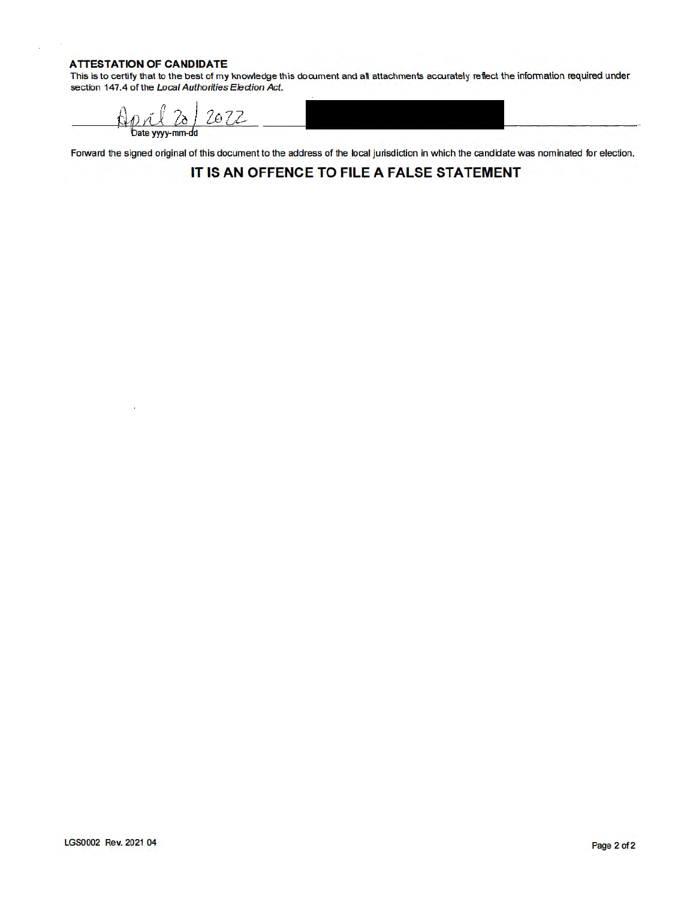## ATTESTATION OF CANDIDATE

This is to certify that to the best of my knowledge this document and all attachments accurately reflect the information required under section 147.4 of the *Local Authorities Election Act*.

April 20 2022

Date yyyy-mm-dd

Forward the signed original of this document to the address of the local jurisdiction in which the candidate was nominated for election.

**IT IS AN OFFENCE TO FILE A FALSE STATEMENT**

LGS0002 Rev. 2021 04